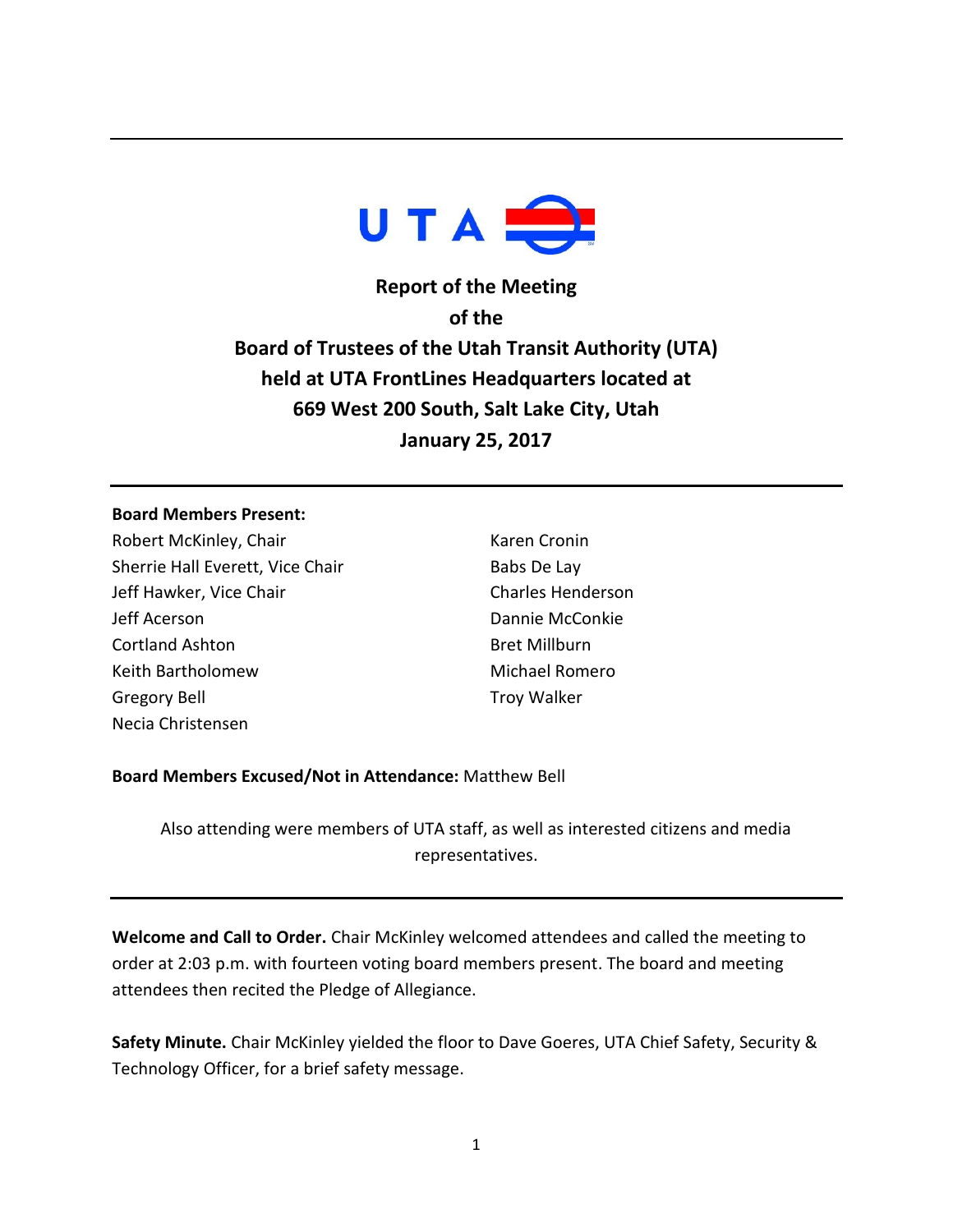# Report of the Meeting of the Board of Trustees of the Utah Transit Authority (UTA) held at UTA FrontLines Headquarters located at 669 West 200 South, Salt Lake City, Utah January 25, 2017

**Board Members Present:**

Robert McKinley, Chair
Sherrie Hall Everett, Vice Chair
Jeff Hawker, Vice Chair
Jeff Acerson
Cortland Ashton
Keith Bartholomew
Gregory Bell
Necia Christensen
Karen Cronin
Babs De Lay
Charles Henderson
Dannie McConkie
Bret Millburn
Michael Romero
Troy Walker

**Board Members Excused/Not in Attendance:** Matthew Bell

Also attending were members of UTA staff, as well as interested citizens and media representatives.

**Welcome and Call to Order.** Chair McKinley welcomed attendees and called the meeting to order at 2:03 p.m. with fourteen voting board members present. The board and meeting attendees then recited the Pledge of Allegiance.

**Safety Minute.** Chair McKinley yielded the floor to Dave Goeres, UTA Chief Safety, Security & Technology Officer, for a brief safety message.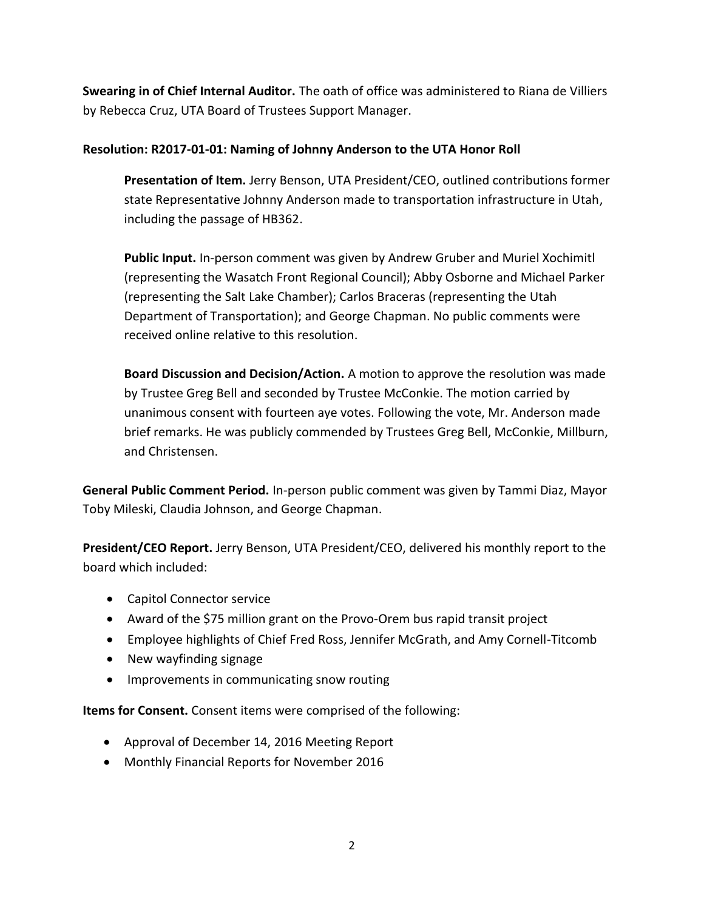**Swearing in of Chief Internal Auditor.** The oath of office was administered to Riana de Villiers by Rebecca Cruz, UTA Board of Trustees Support Manager.

**Resolution: R2017-01-01: Naming of Johnny Anderson to the UTA Honor Roll**

> **Presentation of Item.** Jerry Benson, UTA President/CEO, outlined contributions former state Representative Johnny Anderson made to transportation infrastructure in Utah, including the passage of HB362.
>
> **Public Input.** In-person comment was given by Andrew Gruber and Muriel Xochimitl (representing the Wasatch Front Regional Council); Abby Osborne and Michael Parker (representing the Salt Lake Chamber); Carlos Braceras (representing the Utah Department of Transportation); and George Chapman. No public comments were received online relative to this resolution.
>
> **Board Discussion and Decision/Action.** A motion to approve the resolution was made by Trustee Greg Bell and seconded by Trustee McConkie. The motion carried by unanimous consent with fourteen aye votes. Following the vote, Mr. Anderson made brief remarks. He was publicly commended by Trustees Greg Bell, McConkie, Millburn, and Christensen.

**General Public Comment Period.** In-person public comment was given by Tammi Diaz, Mayor Toby Mileski, Claudia Johnson, and George Chapman.

**President/CEO Report.** Jerry Benson, UTA President/CEO, delivered his monthly report to the board which included:

- Capitol Connector service
- Award of the $75 million grant on the Provo-Orem bus rapid transit project
- Employee highlights of Chief Fred Ross, Jennifer McGrath, and Amy Cornell-Titcomb
- New wayfinding signage
- Improvements in communicating snow routing

**Items for Consent.** Consent items were comprised of the following:

- Approval of December 14, 2016 Meeting Report
- Monthly Financial Reports for November 2016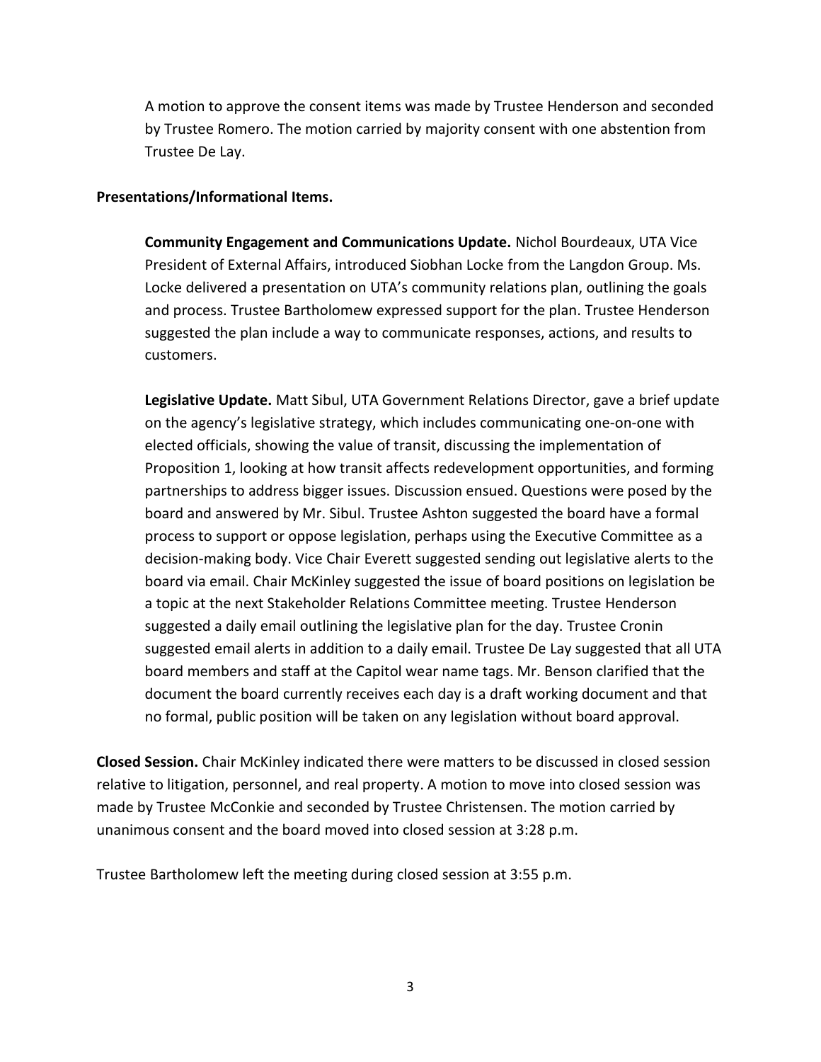A motion to approve the consent items was made by Trustee Henderson and seconded by Trustee Romero. The motion carried by majority consent with one abstention from Trustee De Lay.

**Presentations/Informational Items.**

**Community Engagement and Communications Update.** Nichol Bourdeaux, UTA Vice President of External Affairs, introduced Siobhan Locke from the Langdon Group. Ms. Locke delivered a presentation on UTA's community relations plan, outlining the goals and process. Trustee Bartholomew expressed support for the plan. Trustee Henderson suggested the plan include a way to communicate responses, actions, and results to customers.

**Legislative Update.** Matt Sibul, UTA Government Relations Director, gave a brief update on the agency's legislative strategy, which includes communicating one-on-one with elected officials, showing the value of transit, discussing the implementation of Proposition 1, looking at how transit affects redevelopment opportunities, and forming partnerships to address bigger issues. Discussion ensued. Questions were posed by the board and answered by Mr. Sibul. Trustee Ashton suggested the board have a formal process to support or oppose legislation, perhaps using the Executive Committee as a decision-making body. Vice Chair Everett suggested sending out legislative alerts to the board via email. Chair McKinley suggested the issue of board positions on legislation be a topic at the next Stakeholder Relations Committee meeting. Trustee Henderson suggested a daily email outlining the legislative plan for the day. Trustee Cronin suggested email alerts in addition to a daily email. Trustee De Lay suggested that all UTA board members and staff at the Capitol wear name tags. Mr. Benson clarified that the document the board currently receives each day is a draft working document and that no formal, public position will be taken on any legislation without board approval.

**Closed Session.** Chair McKinley indicated there were matters to be discussed in closed session relative to litigation, personnel, and real property. A motion to move into closed session was made by Trustee McConkie and seconded by Trustee Christensen. The motion carried by unanimous consent and the board moved into closed session at 3:28 p.m.

Trustee Bartholomew left the meeting during closed session at 3:55 p.m.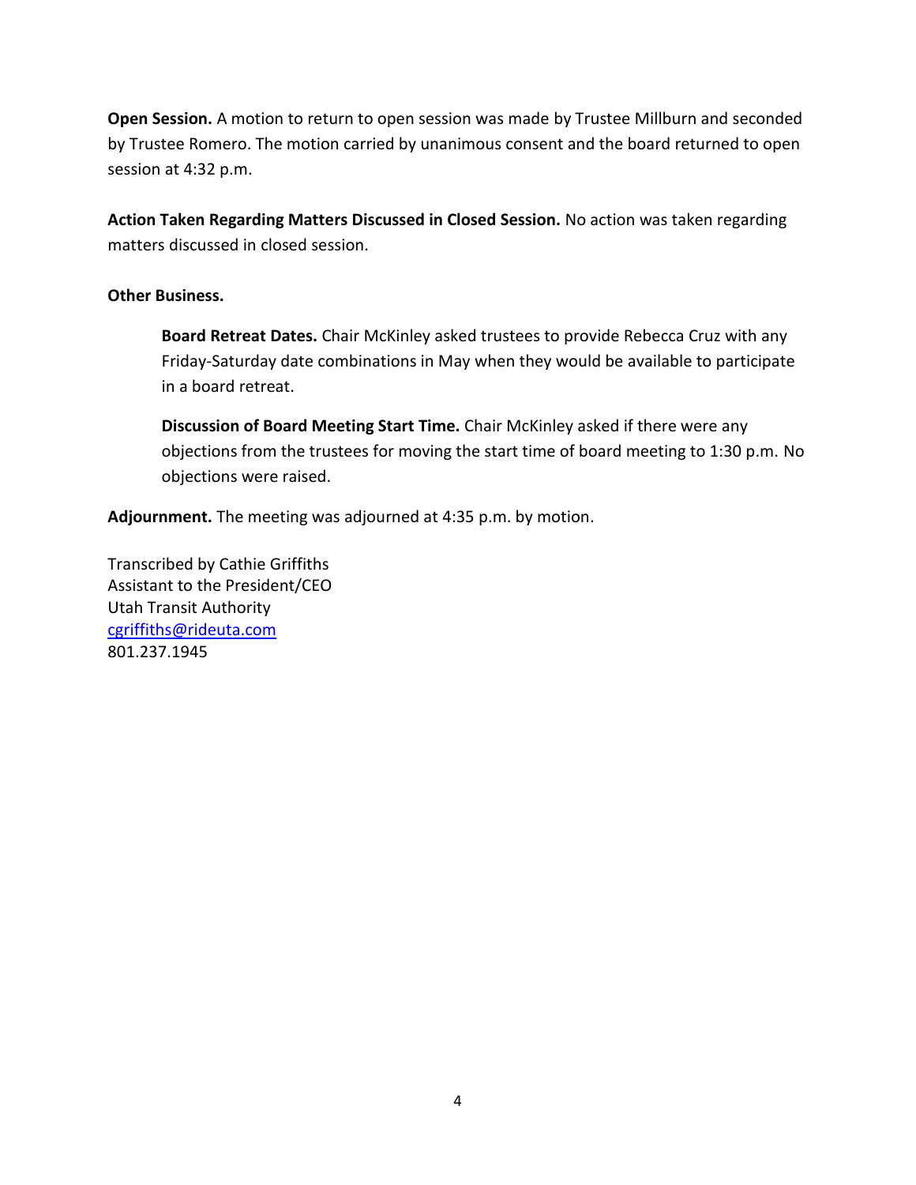**Open Session.** A motion to return to open session was made by Trustee Millburn and seconded by Trustee Romero. The motion carried by unanimous consent and the board returned to open session at 4:32 p.m.

**Action Taken Regarding Matters Discussed in Closed Session.** No action was taken regarding matters discussed in closed session.

**Other Business.**

> **Board Retreat Dates.** Chair McKinley asked trustees to provide Rebecca Cruz with any Friday-Saturday date combinations in May when they would be available to participate in a board retreat.
>
> **Discussion of Board Meeting Start Time.** Chair McKinley asked if there were any objections from the trustees for moving the start time of board meeting to 1:30 p.m. No objections were raised.

**Adjournment.** The meeting was adjourned at 4:35 p.m. by motion.

Transcribed by Cathie Griffiths
Assistant to the President/CEO
Utah Transit Authority
cgriffiths@rideuta.com
801.237.1945